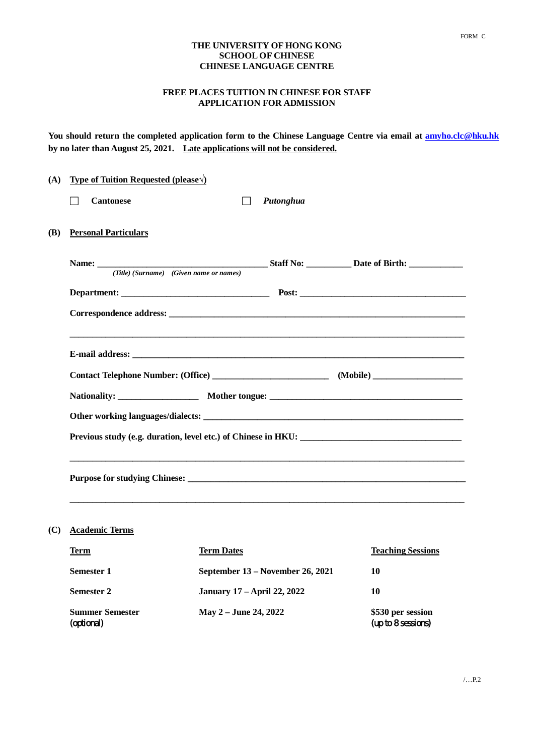FORM C

**THE UNIVERSITY OF HONG KONG**
**SCHOOL OF CHINESE**
**CHINESE LANGUAGE CENTRE**

**FREE PLACES TUITION IN CHINESE FOR STAFF**
**APPLICATION FOR ADMISSION**

**You should return the completed application form to the Chinese Language Centre via email at [amyho.clc@hku.hk](mailto:amyho.clc@hku.hk) by no later than August 25, 2021. Late applications will not be considered.**

**(A) Type of Tuition Requested (please√)**

☐ **Cantonese** ☐ ***Putonghua***

**(B) Personal Particulars**

**Name:** ____________________________________ **Staff No:** __________ **Date of Birth:** ____________
*(Title) (Surname) (Given name or names)*

**Department:** _________________________________ **Post:** _____________________________________

**Correspondence address:** __________________________________________________________________

__________________________________________________________________________________________

**E-mail address:** ___________________________________________________________________________

**Contact Telephone Number: (Office)** _________________________ **(Mobile)** ____________________

**Nationality:** __________________ **Mother tongue:** ___________________________________________

**Other working languages/dialects:** ____________________________________________________________

**Previous study (e.g. duration, level etc.) of Chinese in HKU:** ___________________________________

__________________________________________________________________________________________

**Purpose for studying Chinese:** _______________________________________________________________

__________________________________________________________________________________________

**(C) Academic Terms**

| Term | Term Dates | Teaching Sessions |
|---|---|---|
| **Semester 1** | **September 13 – November 26, 2021** | **10** |
| **Semester 2** | **January 17 – April 22, 2022** | **10** |
| **Summer Semester** (optional) | **May 2 – June 24, 2022** | **$530 per session** (up to 8 sessions) |

/…P.2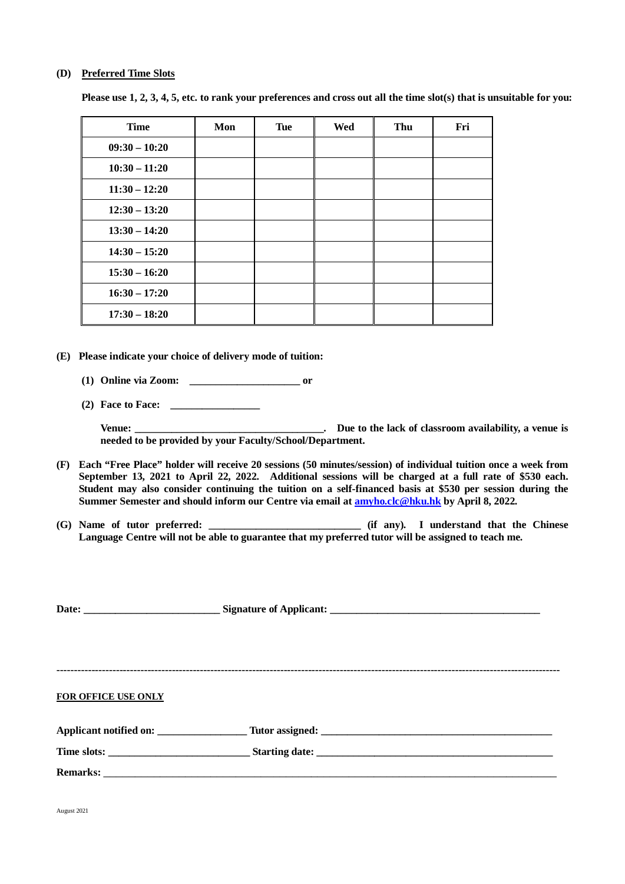**(D) <u>Preferred Time Slots</u>**

**Please use 1, 2, 3, 4, 5, etc. to rank your preferences and cross out all the time slot(s) that is unsuitable for you:**

| Time | Mon | Tue | Wed | Thu | Fri |
|---|---|---|---|---|---|
| 09:30 – 10:20 | | | | | |
| 10:30 – 11:20 | | | | | |
| 11:30 – 12:20 | | | | | |
| 12:30 – 13:20 | | | | | |
| 13:30 – 14:20 | | | | | |
| 14:30 – 15:20 | | | | | |
| 15:30 – 16:20 | | | | | |
| 16:30 – 17:20 | | | | | |
| 17:30 – 18:20 | | | | | |

**(E) Please indicate your choice of delivery mode of tuition:**

**(1) Online via Zoom: ____________________ or**

**(2) Face to Face: ________________**

**Venue: __________________________________. Due to the lack of classroom availability, a venue is needed to be provided by your Faculty/School/Department.**

**(F) Each "Free Place" holder will receive 20 sessions (50 minutes/session) of individual tuition once a week from September 13, 2021 to April 22, 2022. Additional sessions will be charged at a full rate of $530 each. Student may also consider continuing the tuition on a self-financed basis at $530 per session during the Summer Semester and should inform our Centre via email at amyho.clc@hku.hk by April 8, 2022.**

**(G) Name of tutor preferred: ___________________________ (if any). I understand that the Chinese Language Centre will not be able to guarantee that my preferred tutor will be assigned to teach me.**

**Date: ________________________ Signature of Applicant: _____________________________________**

---

**<u>FOR OFFICE USE ONLY</u>**

**Applicant notified on: ________________ Tutor assigned: __________________________________________**

**Time slots: _________________________ Starting date: ___________________________________________**

**Remarks: ______________________________________________________________________________**

August 2021